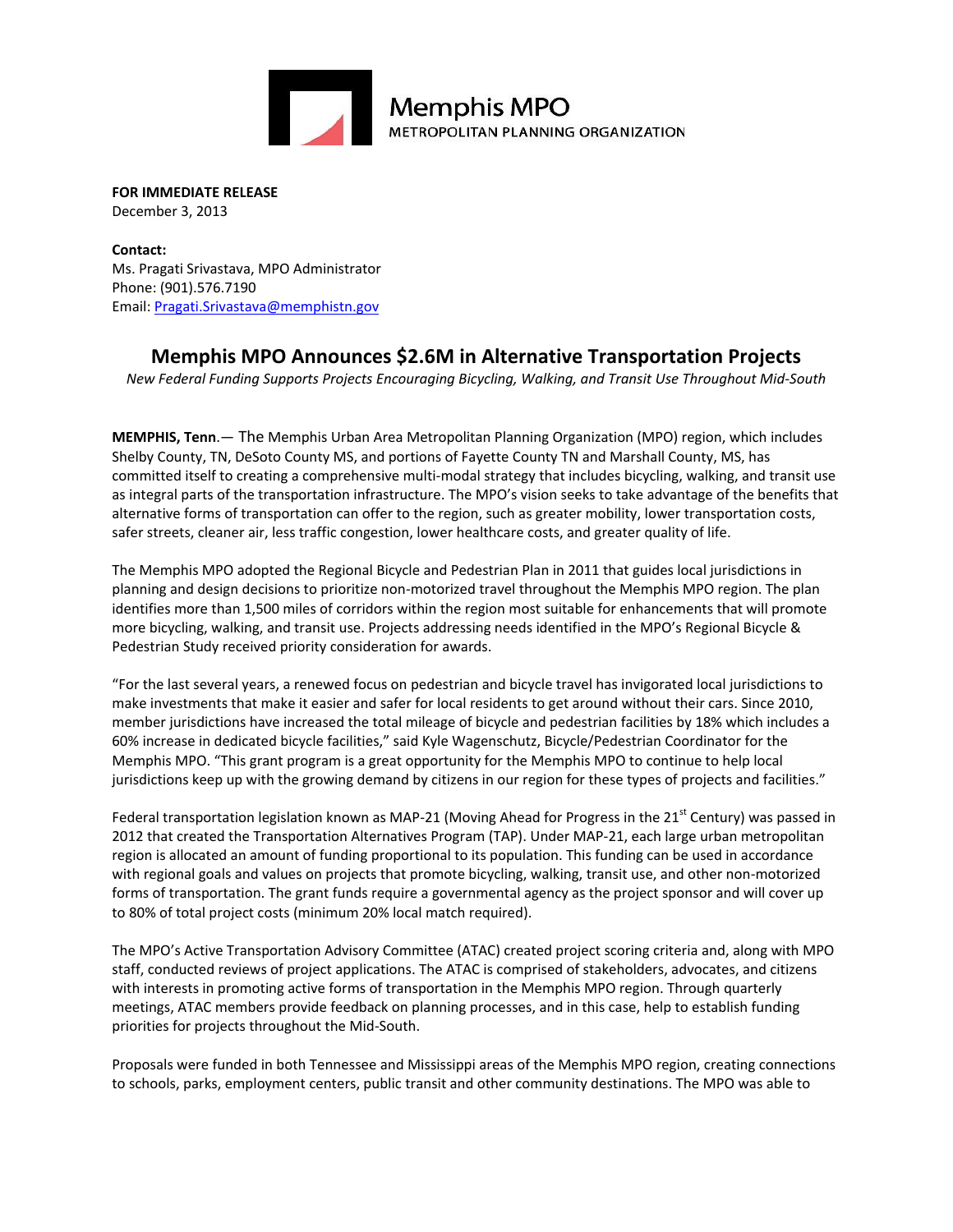Memphis MPO
METROPOLITAN PLANNING ORGANIZATION

**FOR IMMEDIATE RELEASE**
December 3, 2013

**Contact:**
Ms. Pragati Srivastava, MPO Administrator
Phone: (901).576.7190
Email: Pragati.Srivastava@memphistn.gov

## Memphis MPO Announces $2.6M in Alternative Transportation Projects

*New Federal Funding Supports Projects Encouraging Bicycling, Walking, and Transit Use Throughout Mid-South*

**MEMPHIS, Tenn**.— The Memphis Urban Area Metropolitan Planning Organization (MPO) region, which includes Shelby County, TN, DeSoto County MS, and portions of Fayette County TN and Marshall County, MS, has committed itself to creating a comprehensive multi-modal strategy that includes bicycling, walking, and transit use as integral parts of the transportation infrastructure. The MPO's vision seeks to take advantage of the benefits that alternative forms of transportation can offer to the region, such as greater mobility, lower transportation costs, safer streets, cleaner air, less traffic congestion, lower healthcare costs, and greater quality of life.

The Memphis MPO adopted the Regional Bicycle and Pedestrian Plan in 2011 that guides local jurisdictions in planning and design decisions to prioritize non-motorized travel throughout the Memphis MPO region. The plan identifies more than 1,500 miles of corridors within the region most suitable for enhancements that will promote more bicycling, walking, and transit use. Projects addressing needs identified in the MPO's Regional Bicycle & Pedestrian Study received priority consideration for awards.

"For the last several years, a renewed focus on pedestrian and bicycle travel has invigorated local jurisdictions to make investments that make it easier and safer for local residents to get around without their cars. Since 2010, member jurisdictions have increased the total mileage of bicycle and pedestrian facilities by 18% which includes a 60% increase in dedicated bicycle facilities," said Kyle Wagenschutz, Bicycle/Pedestrian Coordinator for the Memphis MPO. "This grant program is a great opportunity for the Memphis MPO to continue to help local jurisdictions keep up with the growing demand by citizens in our region for these types of projects and facilities."

Federal transportation legislation known as MAP-21 (Moving Ahead for Progress in the 21st Century) was passed in 2012 that created the Transportation Alternatives Program (TAP). Under MAP-21, each large urban metropolitan region is allocated an amount of funding proportional to its population. This funding can be used in accordance with regional goals and values on projects that promote bicycling, walking, transit use, and other non-motorized forms of transportation. The grant funds require a governmental agency as the project sponsor and will cover up to 80% of total project costs (minimum 20% local match required).

The MPO's Active Transportation Advisory Committee (ATAC) created project scoring criteria and, along with MPO staff, conducted reviews of project applications. The ATAC is comprised of stakeholders, advocates, and citizens with interests in promoting active forms of transportation in the Memphis MPO region. Through quarterly meetings, ATAC members provide feedback on planning processes, and in this case, help to establish funding priorities for projects throughout the Mid-South.

Proposals were funded in both Tennessee and Mississippi areas of the Memphis MPO region, creating connections to schools, parks, employment centers, public transit and other community destinations. The MPO was able to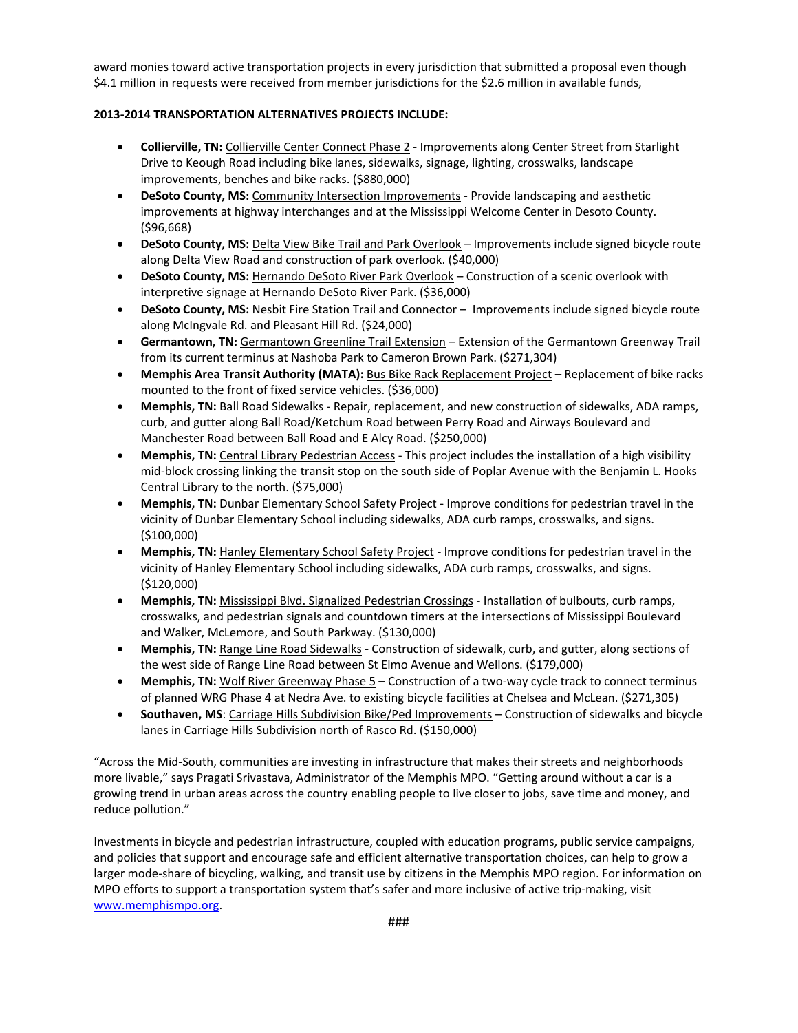award monies toward active transportation projects in every jurisdiction that submitted a proposal even though $4.1 million in requests were received from member jurisdictions for the $2.6 million in available funds,

**2013-2014 TRANSPORTATION ALTERNATIVES PROJECTS INCLUDE:**

- **Collierville, TN:** Collierville Center Connect Phase 2 - Improvements along Center Street from Starlight Drive to Keough Road including bike lanes, sidewalks, signage, lighting, crosswalks, landscape improvements, benches and bike racks. ($880,000)
- **DeSoto County, MS:** Community Intersection Improvements - Provide landscaping and aesthetic improvements at highway interchanges and at the Mississippi Welcome Center in Desoto County. ($96,668)
- **DeSoto County, MS:** Delta View Bike Trail and Park Overlook – Improvements include signed bicycle route along Delta View Road and construction of park overlook. ($40,000)
- **DeSoto County, MS:** Hernando DeSoto River Park Overlook – Construction of a scenic overlook with interpretive signage at Hernando DeSoto River Park. ($36,000)
- **DeSoto County, MS:** Nesbit Fire Station Trail and Connector – Improvements include signed bicycle route along McIngvale Rd. and Pleasant Hill Rd. ($24,000)
- **Germantown, TN:** Germantown Greenline Trail Extension – Extension of the Germantown Greenway Trail from its current terminus at Nashoba Park to Cameron Brown Park. ($271,304)
- **Memphis Area Transit Authority (MATA):** Bus Bike Rack Replacement Project – Replacement of bike racks mounted to the front of fixed service vehicles. ($36,000)
- **Memphis, TN:** Ball Road Sidewalks - Repair, replacement, and new construction of sidewalks, ADA ramps, curb, and gutter along Ball Road/Ketchum Road between Perry Road and Airways Boulevard and Manchester Road between Ball Road and E Alcy Road. ($250,000)
- **Memphis, TN:** Central Library Pedestrian Access - This project includes the installation of a high visibility mid-block crossing linking the transit stop on the south side of Poplar Avenue with the Benjamin L. Hooks Central Library to the north. ($75,000)
- **Memphis, TN:** Dunbar Elementary School Safety Project - Improve conditions for pedestrian travel in the vicinity of Dunbar Elementary School including sidewalks, ADA curb ramps, crosswalks, and signs. ($100,000)
- **Memphis, TN:** Hanley Elementary School Safety Project - Improve conditions for pedestrian travel in the vicinity of Hanley Elementary School including sidewalks, ADA curb ramps, crosswalks, and signs. ($120,000)
- **Memphis, TN:** Mississippi Blvd. Signalized Pedestrian Crossings - Installation of bulbouts, curb ramps, crosswalks, and pedestrian signals and countdown timers at the intersections of Mississippi Boulevard and Walker, McLemore, and South Parkway. ($130,000)
- **Memphis, TN:** Range Line Road Sidewalks - Construction of sidewalk, curb, and gutter, along sections of the west side of Range Line Road between St Elmo Avenue and Wellons. ($179,000)
- **Memphis, TN:** Wolf River Greenway Phase 5 – Construction of a two-way cycle track to connect terminus of planned WRG Phase 4 at Nedra Ave. to existing bicycle facilities at Chelsea and McLean. ($271,305)
- **Southaven, MS**: Carriage Hills Subdivision Bike/Ped Improvements – Construction of sidewalks and bicycle lanes in Carriage Hills Subdivision north of Rasco Rd. ($150,000)

"Across the Mid-South, communities are investing in infrastructure that makes their streets and neighborhoods more livable," says Pragati Srivastava, Administrator of the Memphis MPO. "Getting around without a car is a growing trend in urban areas across the country enabling people to live closer to jobs, save time and money, and reduce pollution."

Investments in bicycle and pedestrian infrastructure, coupled with education programs, public service campaigns, and policies that support and encourage safe and efficient alternative transportation choices, can help to grow a larger mode-share of bicycling, walking, and transit use by citizens in the Memphis MPO region. For information on MPO efforts to support a transportation system that's safer and more inclusive of active trip-making, visit www.memphismpo.org.

###